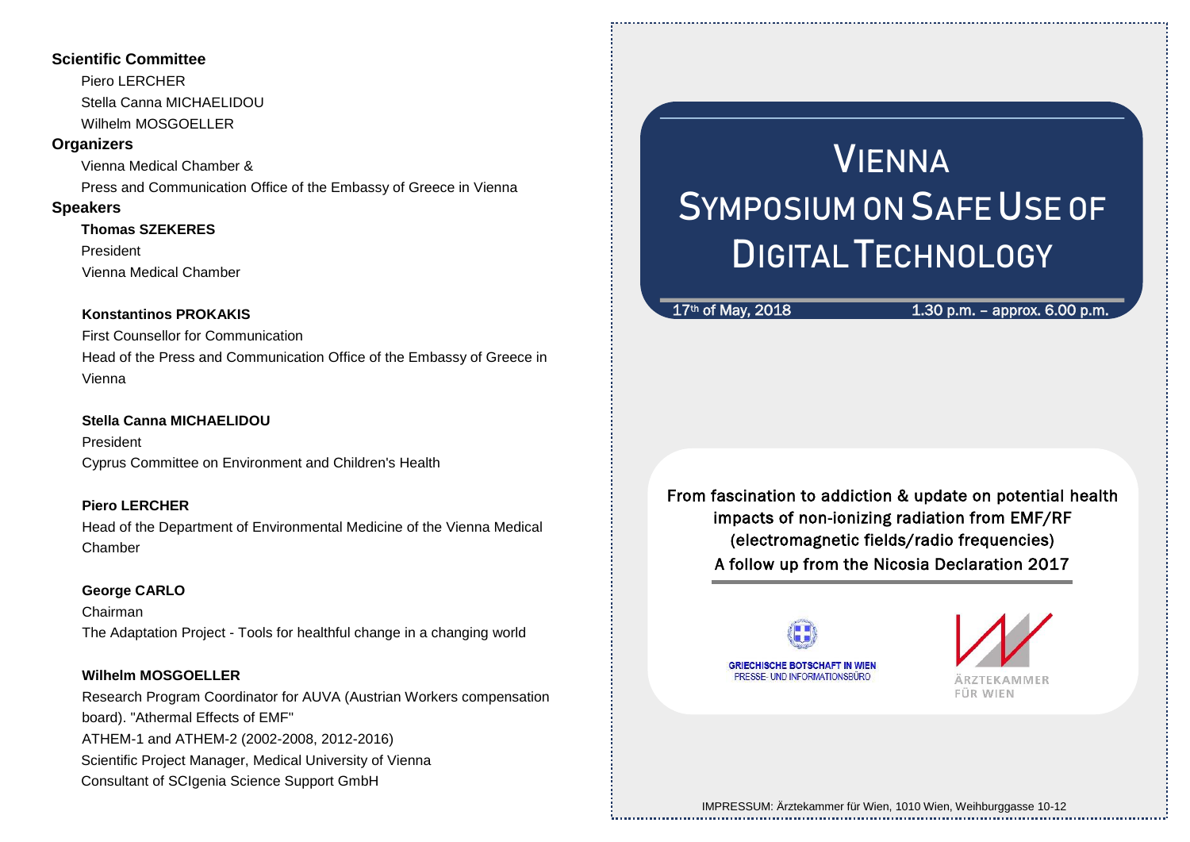**Scientific Committee**

Piero LERCHER
Stella Canna MICHAELIDOU
Wilhelm MOSGOELLER

**Organizers**

Vienna Medical Chamber &
Press and Communication Office of the Embassy of Greece in Vienna

**Speakers**

**Thomas SZEKERES**
President
Vienna Medical Chamber

**Konstantinos PROKAKIS**
First Counsellor for Communication
Head of the Press and Communication Office of the Embassy of Greece in Vienna

**Stella Canna MICHAELIDOU**
President
Cyprus Committee on Environment and Children's Health

**Piero LERCHER**
Head of the Department of Environmental Medicine of the Vienna Medical Chamber

**George CARLO**
Chairman
The Adaptation Project - Tools for healthful change in a changing world

**Wilhelm MOSGOELLER**
Research Program Coordinator for AUVA (Austrian Workers compensation board). "Athermal Effects of EMF"
ATHEM-1 and ATHEM-2 (2002-2008, 2012-2016)
Scientific Project Manager, Medical University of Vienna
Consultant of SCIgenia Science Support GmbH

# Vienna Symposium on Safe Use of Digital Technology

17th of May, 2018 — 1.30 p.m. – approx. 6.00 p.m.

From fascination to addiction & update on potential health impacts of non-ionizing radiation from EMF/RF (electromagnetic fields/radio frequencies)
A follow up from the Nicosia Declaration 2017

GRIECHISCHE BOTSCHAFT IN WIEN
PRESSE- UND INFORMATIONSBÜRO

ÄRZTEKAMMER FÜR WIEN

IMPRESSUM: Ärztekammer für Wien, 1010 Wien, Weihburggasse 10-12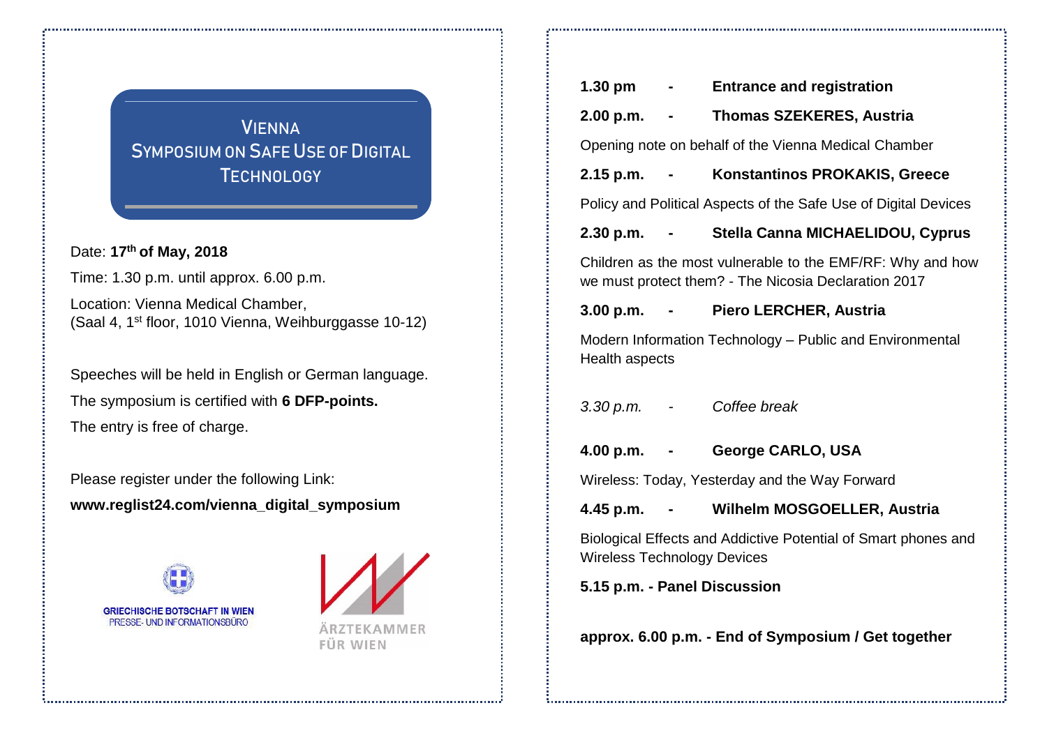# Vienna Symposium on Safe Use of Digital Technology

Date: **17th of May, 2018**

Time: 1.30 p.m. until approx. 6.00 p.m.

Location: Vienna Medical Chamber,
(Saal 4, 1st floor, 1010 Vienna, Weihburggasse 10-12)

Speeches will be held in English or German language.

The symposium is certified with **6 DFP-points.**

The entry is free of charge.

Please register under the following Link:

**www.reglist24.com/vienna_digital_symposium**

GRIECHISCHE BOTSCHAFT IN WIEN
PRESSE- UND INFORMATIONSBÜRO

ÄRZTEKAMMER FÜR WIEN

**1.30 pm - Entrance and registration**

**2.00 p.m. - Thomas SZEKERES, Austria**

Opening note on behalf of the Vienna Medical Chamber

**2.15 p.m. - Konstantinos PROKAKIS, Greece**

Policy and Political Aspects of the Safe Use of Digital Devices

**2.30 p.m. - Stella Canna MICHAELIDOU, Cyprus**

Children as the most vulnerable to the EMF/RF: Why and how we must protect them? - The Nicosia Declaration 2017

**3.00 p.m. - Piero LERCHER, Austria**

Modern Information Technology – Public and Environmental Health aspects

*3.30 p.m. - Coffee break*

**4.00 p.m. - George CARLO, USA**

Wireless: Today, Yesterday and the Way Forward

**4.45 p.m. - Wilhelm MOSGOELLER, Austria**

Biological Effects and Addictive Potential of Smart phones and Wireless Technology Devices

**5.15 p.m. - Panel Discussion**

**approx. 6.00 p.m. - End of Symposium / Get together**